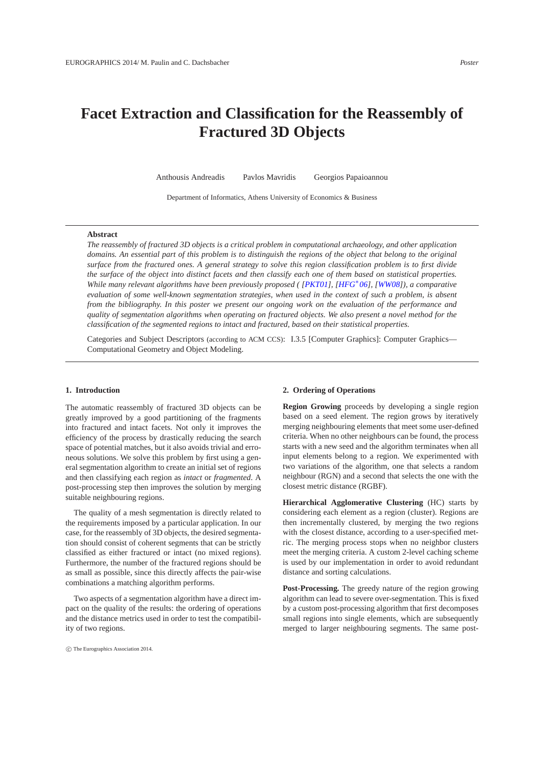# Facet Extraction and Classification for the Reassembly of Fractured 3D Objects

Anthousis Andreadis  Pavlos Mavridis  Georgios Papaioannou

Department of Informatics, Athens University of Economics & Business

## Abstract

*The reassembly of fractured 3D objects is a critical problem in computational archaeology, and other application domains. An essential part of this problem is to distinguish the regions of the object that belong to the original surface from the fractured ones. A general strategy to solve this region classification problem is to first divide the surface of the object into distinct facets and then classify each one of them based on statistical properties. While many relevant algorithms have been previously proposed ( [PKT01], [HFG*06], [WW08]), a comparative evaluation of some well-known segmentation strategies, when used in the context of such a problem, is absent from the bibliography. In this poster we present our ongoing work on the evaluation of the performance and quality of segmentation algorithms when operating on fractured objects. We also present a novel method for the classification of the segmented regions to intact and fractured, based on their statistical properties.*

Categories and Subject Descriptors (according to ACM CCS): I.3.5 [Computer Graphics]: Computer Graphics—Computational Geometry and Object Modeling.

## 1. Introduction

The automatic reassembly of fractured 3D objects can be greatly improved by a good partitioning of the fragments into fractured and intact facets. Not only it improves the efficiency of the process by drastically reducing the search space of potential matches, but it also avoids trivial and erroneous solutions. We solve this problem by first using a general segmentation algorithm to create an initial set of regions and then classifying each region as *intact* or *fragmented*. A post-processing step then improves the solution by merging suitable neighbouring regions.

The quality of a mesh segmentation is directly related to the requirements imposed by a particular application. In our case, for the reassembly of 3D objects, the desired segmentation should consist of coherent segments that can be strictly classified as either fractured or intact (no mixed regions). Furthermore, the number of the fractured regions should be as small as possible, since this directly affects the pair-wise combinations a matching algorithm performs.

Two aspects of a segmentation algorithm have a direct impact on the quality of the results: the ordering of operations and the distance metrics used in order to test the compatibility of two regions.

## 2. Ordering of Operations

**Region Growing** proceeds by developing a single region based on a seed element. The region grows by iteratively merging neighbouring elements that meet some user-defined criteria. When no other neighbours can be found, the process starts with a new seed and the algorithm terminates when all input elements belong to a region. We experimented with two variations of the algorithm, one that selects a random neighbour (RGN) and a second that selects the one with the closest metric distance (RGBF).

**Hierarchical Agglomerative Clustering** (HC) starts by considering each element as a region (cluster). Regions are then incrementally clustered, by merging the two regions with the closest distance, according to a user-specified metric. The merging process stops when no neighbor clusters meet the merging criteria. A custom 2-level caching scheme is used by our implementation in order to avoid redundant distance and sorting calculations.

**Post-Processing.** The greedy nature of the region growing algorithm can lead to severe over-segmentation. This is fixed by a custom post-processing algorithm that first decomposes small regions into single elements, which are subsequently merged to larger neighbouring segments. The same post-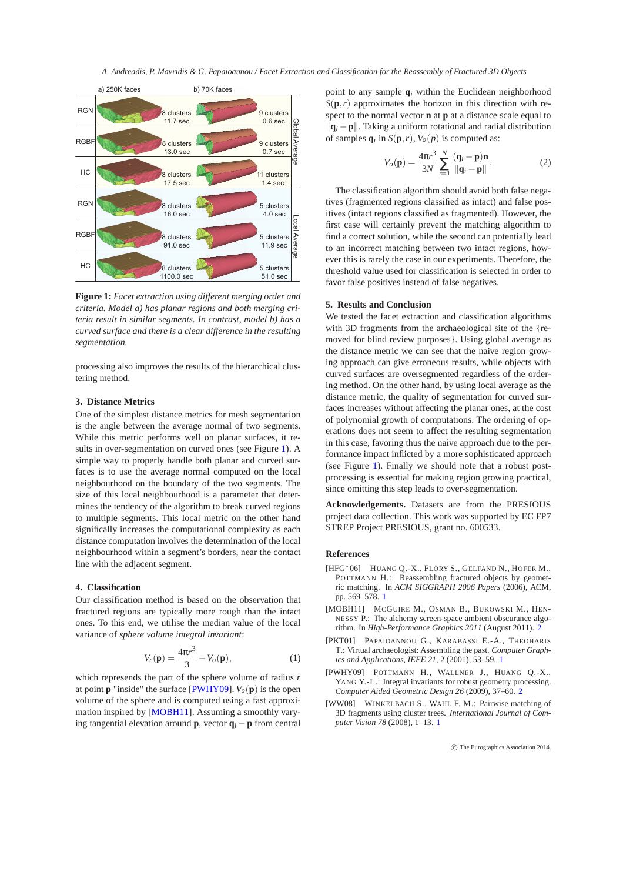a) 250K faces
b) 70K faces

RGN
8 clusters
11.7 sec
9 clusters
0.6 sec

RGBF
8 clusters
13.0 sec
9 clusters
0.7 sec

HC
8 clusters
17.5 sec
11 clusters
1.4 sec

Global Average

RGN
8 clusters
16.0 sec
5 clusters
4.0 sec

RGBF
8 clusters
91.0 sec
5 clusters
11.9 sec

HC
8 clusters
1100.0 sec
5 clusters
51.0 sec

Local Average

**Figure 1:** *Facet extraction using different merging order and criteria. Model a) has planar regions and both merging criteria result in similar segments. In contrast, model b) has a curved surface and there is a clear difference in the resulting segmentation.*

processing also improves the results of the hierarchical clustering method.

### 3. Distance Metrics

One of the simplest distance metrics for mesh segmentation is the angle between the average normal of two segments. While this metric performs well on planar surfaces, it results in over-segmentation on curved ones (see Figure 1). A simple way to properly handle both planar and curved surfaces is to use the average normal computed on the local neighbourhood on the boundary of the two segments. The size of this local neighbourhood is a parameter that determines the tendency of the algorithm to break curved regions to multiple segments. This local metric on the other hand significantly increases the computational complexity as each distance computation involves the determination of the local neighbourhood within a segment's borders, near the contact line with the adjacent segment.

### 4. Classification

Our classification method is based on the observation that fractured regions are typically more rough than the intact ones. To this end, we utilise the median value of the local variance of *sphere volume integral invariant*:

$$V_r(\mathbf{p}) = \frac{4\pi r^3}{3} - V_o(\mathbf{p}), \tag{1}$$

which represends the part of the sphere volume of radius $r$ at point $\mathbf{p}$ "inside" the surface [PWHY09]. $V_o(\mathbf{p})$ is the open volume of the sphere and is computed using a fast approximation inspired by [MOBH11]. Assuming a smoothly varying tangential elevation around $\mathbf{p}$, vector $\mathbf{q}_i - \mathbf{p}$ from central point to any sample $\mathbf{q}_i$ within the Euclidean neighborhood $S(\mathbf{p}, r)$ approximates the horizon in this direction with respect to the normal vector $\mathbf{n}$ at $\mathbf{p}$ at a distance scale equal to $\|\mathbf{q}_i - \mathbf{p}\|$. Taking a uniform rotational and radial distribution of samples $\mathbf{q}_i$ in $S(\mathbf{p}, r)$, $V_o(p)$ is computed as:

$$V_o(\mathbf{p}) = \frac{4\pi r^3}{3N} \sum_{i=1}^{N} \frac{(\mathbf{q}_i - \mathbf{p})\mathbf{n}}{\|\mathbf{q}_i - \mathbf{p}\|}. \tag{2}$$

The classification algorithm should avoid both false negatives (fragmented regions classified as intact) and false positives (intact regions classified as fragmented). However, the first case will certainly prevent the matching algorithm to find a correct solution, while the second can potentially lead to an incorrect matching between two intact regions, however this is rarely the case in our experiments. Therefore, the threshold value used for classification is selected in order to favor false positives instead of false negatives.

### 5. Results and Conclusion

We tested the facet extraction and classification algorithms with 3D fragments from the archaeological site of the {removed for blind review purposes}. Using global average as the distance metric we can see that the naive region growing approach can give erroneous results, while objects with curved surfaces are oversegmented regardless of the ordering method. On the other hand, by using local average as the distance metric, the quality of segmentation for curved surfaces increases without affecting the planar ones, at the cost of polynomial growth of computations. The ordering of operations does not seem to affect the resulting segmentation in this case, favoring thus the naive approach due to the performance impact inflicted by a more sophisticated approach (see Figure 1). Finally we should note that a robust post-processing is essential for making region growing practical, since omitting this step leads to over-segmentation.

**Acknowledgements.** Datasets are from the PRESIOUS project data collection. This work was supported by EC FP7 STREP Project PRESIOUS, grant no. 600533.

### References

[HFG*06] HUANG Q.-X., FLÖRY S., GELFAND N., HOFER M., POTTMANN H.: Reassembling fractured objects by geometric matching. In *ACM SIGGRAPH 2006 Papers* (2006), ACM, pp. 569–578. 1

[MOBH11] MCGUIRE M., OSMAN B., BUKOWSKI M., HENNESSY P.: The alchemy screen-space ambient obscurance algorithm. In *High-Performance Graphics 2011* (August 2011). 2

[PKT01] PAPAIOANNOU G., KARABASSI E.-A., THEOHARIS T.: Virtual archaeologist: Assembling the past. *Computer Graphics and Applications, IEEE 21*, 2 (2001), 53–59. 1

[PWHY09] POTTMANN H., WALLNER J., HUANG Q.-X., YANG Y.-L.: Integral invariants for robust geometry processing. *Computer Aided Geometric Design 26* (2009), 37–60. 2

[WW08] WINKELBACH S., WAHL F. M.: Pairwise matching of 3D fragments using cluster trees. *International Journal of Computer Vision 78* (2008), 1–13. 1